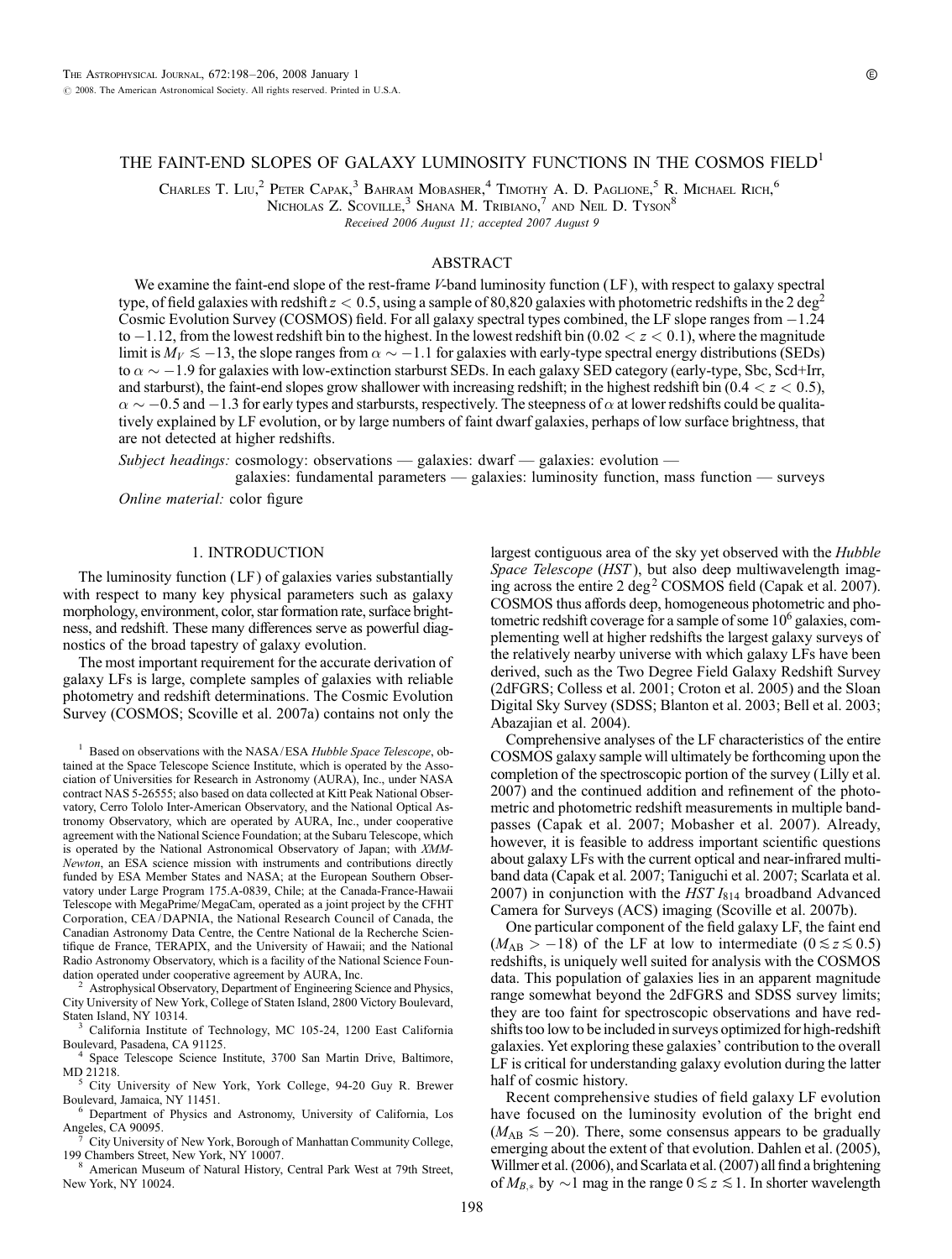# THE FAINT-END SLOPES OF GALAXY LUMINOSITY FUNCTIONS IN THE COSMOS FIELD[1]

Charles T. Liu,[2] Peter Capak,[3] Bahram Mobasher,[4] Timothy A. D. Paglione,[5] R. Michael Rich,[6] Nicholas Z. Scoville,[3] Shana M. Tribiano,[7] and Neil D. Tyson[8]

*Received 2006 August 11; accepted 2007 August 9*

## ABSTRACT

We examine the faint-end slope of the rest-frame $V$-band luminosity function (LF), with respect to galaxy spectral type, of field galaxies with redshift $z < 0.5$, using a sample of 80,820 galaxies with photometric redshifts in the 2 deg$^2$ Cosmic Evolution Survey (COSMOS) field. For all galaxy spectral types combined, the LF slope ranges from $-1.24$ to $-1.12$, from the lowest redshift bin to the highest. In the lowest redshift bin ($0.02 < z < 0.1$), where the magnitude limit is $M_V \lesssim -13$, the slope ranges from $\alpha \sim -1.1$ for galaxies with early-type spectral energy distributions (SEDs) to $\alpha \sim -1.9$ for galaxies with low-extinction starburst SEDs. In each galaxy SED category (early-type, Sbc, Scd+Irr, and starburst), the faint-end slopes grow shallower with increasing redshift; in the highest redshift bin ($0.4 < z < 0.5$), $\alpha \sim -0.5$ and $-1.3$ for early types and starbursts, respectively. The steepness of $\alpha$ at lower redshifts could be qualitatively explained by LF evolution, or by large numbers of faint dwarf galaxies, perhaps of low surface brightness, that are not detected at higher redshifts.

*Subject headings:* cosmology: observations — galaxies: dwarf — galaxies: evolution — galaxies: fundamental parameters — galaxies: luminosity function, mass function — surveys

*Online material:* color figure

## 1. INTRODUCTION

The luminosity function (LF) of galaxies varies substantially with respect to many key physical parameters such as galaxy morphology, environment, color, star formation rate, surface brightness, and redshift. These many differences serve as powerful diagnostics of the broad tapestry of galaxy evolution.

The most important requirement for the accurate derivation of galaxy LFs is large, complete samples of galaxies with reliable photometry and redshift determinations. The Cosmic Evolution Survey (COSMOS; Scoville et al. 2007a) contains not only the largest contiguous area of the sky yet observed with the *Hubble Space Telescope* (*HST*), but also deep multiwavelength imaging across the entire 2 deg$^2$ COSMOS field (Capak et al. 2007). COSMOS thus affords deep, homogeneous photometric and photometric redshift coverage for a sample of some $10^6$ galaxies, complementing well at higher redshifts the largest galaxy surveys of the relatively nearby universe with which galaxy LFs have been derived, such as the Two Degree Field Galaxy Redshift Survey (2dFGRS; Colless et al. 2001; Croton et al. 2005) and the Sloan Digital Sky Survey (SDSS; Blanton et al. 2003; Bell et al. 2003; Abazajian et al. 2004).

Comprehensive analyses of the LF characteristics of the entire COSMOS galaxy sample will ultimately be forthcoming upon the completion of the spectroscopic portion of the survey (Lilly et al. 2007) and the continued addition and refinement of the photometric and photometric redshift measurements in multiple bandpasses (Capak et al. 2007; Mobasher et al. 2007). Already, however, it is feasible to address important scientific questions about galaxy LFs with the current optical and near-infrared multiband data (Capak et al. 2007; Taniguchi et al. 2007; Scarlata et al. 2007) in conjunction with the *HST* $I_{814}$ broadband Advanced Camera for Surveys (ACS) imaging (Scoville et al. 2007b).

One particular component of the field galaxy LF, the faint end ($M_{AB} > -18$) of the LF at low to intermediate ($0 \lesssim z \lesssim 0.5$) redshifts, is uniquely well suited for analysis with the COSMOS data. This population of galaxies lies in an apparent magnitude range somewhat beyond the 2dFGRS and SDSS survey limits; they are too faint for spectroscopic observations and have redshifts too low to be included in surveys optimized for high-redshift galaxies. Yet exploring these galaxies' contribution to the overall LF is critical for understanding galaxy evolution during the latter half of cosmic history.

Recent comprehensive studies of field galaxy LF evolution have focused on the luminosity evolution of the bright end ($M_{AB} \lesssim -20$). There, some consensus appears to be gradually emerging about the extent of that evolution. Dahlen et al. (2005), Willmer et al. (2006), and Scarlata et al. (2007) all find a brightening of $M_{B,*}$ by $\sim$1 mag in the range $0 \lesssim z \lesssim 1$. In shorter wavelength

[1] Based on observations with the NASA/ESA *Hubble Space Telescope*, obtained at the Space Telescope Science Institute, which is operated by the Association of Universities for Research in Astronomy (AURA), Inc., under NASA contract NAS 5-26555; also based on data collected at Kitt Peak National Observatory, Cerro Tololo Inter-American Observatory, and the National Optical Astronomy Observatory, which are operated by AURA, Inc., under cooperative agreement with the National Science Foundation; at the Subaru Telescope, which is operated by the National Astronomical Observatory of Japan; with *XMM-Newton*, an ESA science mission with instruments and contributions directly funded by ESA Member States and NASA; at the European Southern Observatory under Large Program 175.A-0839, Chile; at the Canada-France-Hawaii Telescope with MegaPrime/MegaCam, operated as a joint project by the CFHT Corporation, CEA/DAPNIA, the National Research Council of Canada, the Canadian Astronomy Data Centre, the Centre National de la Recherche Scientifique de France, TERAPIX, and the University of Hawaii; and the National Radio Astronomy Observatory, which is a facility of the National Science Foundation operated under cooperative agreement by AURA, Inc.

[2] Astrophysical Observatory, Department of Engineering Science and Physics, City University of New York, College of Staten Island, 2800 Victory Boulevard, Staten Island, NY 10314.

[3] California Institute of Technology, MC 105-24, 1200 East California Boulevard, Pasadena, CA 91125.

[4] Space Telescope Science Institute, 3700 San Martin Drive, Baltimore, MD 21218.

[5] City University of New York, York College, 94-20 Guy R. Brewer Boulevard, Jamaica, NY 11451.

[6] Department of Physics and Astronomy, University of California, Los Angeles, CA 90095.

[7] City University of New York, Borough of Manhattan Community College, 199 Chambers Street, New York, NY 10007.

[8] American Museum of Natural History, Central Park West at 79th Street, New York, NY 10024.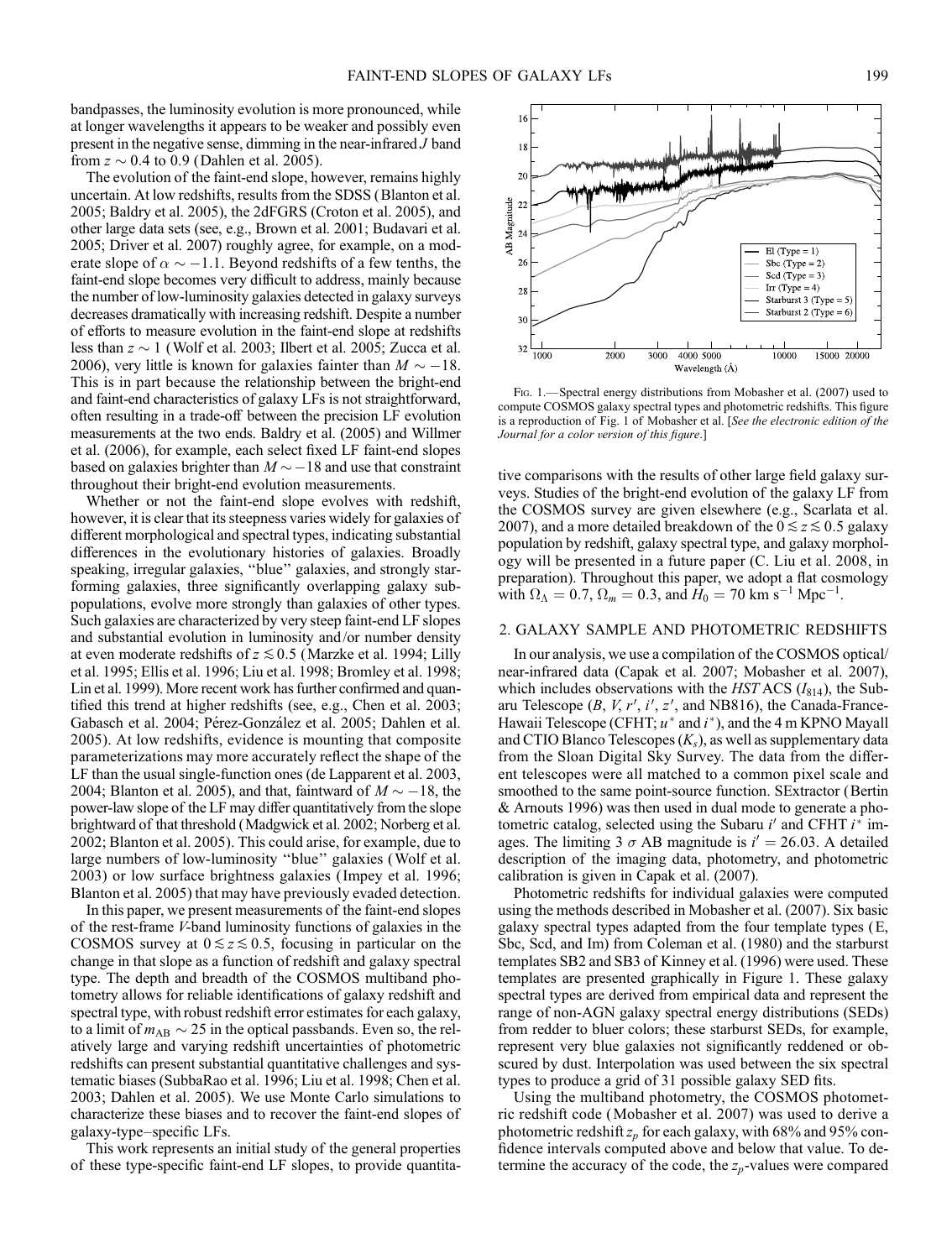bandpasses, the luminosity evolution is more pronounced, while at longer wavelengths it appears to be weaker and possibly even present in the negative sense, dimming in the near-infrared $J$ band from $z \sim 0.4$ to 0.9 (Dahlen et al. 2005).

The evolution of the faint-end slope, however, remains highly uncertain. At low redshifts, results from the SDSS (Blanton et al. 2005; Baldry et al. 2005), the 2dFGRS (Croton et al. 2005), and other large data sets (see, e.g., Brown et al. 2001; Budavari et al. 2005; Driver et al. 2007) roughly agree, for example, on a moderate slope of $\alpha \sim -1.1$. Beyond redshifts of a few tenths, the faint-end slope becomes very difficult to address, mainly because the number of low-luminosity galaxies detected in galaxy surveys decreases dramatically with increasing redshift. Despite a number of efforts to measure evolution in the faint-end slope at redshifts less than $z \sim 1$ (Wolf et al. 2003; Ilbert et al. 2005; Zucca et al. 2006), very little is known for galaxies fainter than $M \sim -18$. This is in part because the relationship between the bright-end and faint-end characteristics of galaxy LFs is not straightforward, often resulting in a trade-off between the precision LF evolution measurements at the two ends. Baldry et al. (2005) and Willmer et al. (2006), for example, each select fixed LF faint-end slopes based on galaxies brighter than $M \sim -18$ and use that constraint throughout their bright-end evolution measurements.

Whether or not the faint-end slope evolves with redshift, however, it is clear that its steepness varies widely for galaxies of different morphological and spectral types, indicating substantial differences in the evolutionary histories of galaxies. Broadly speaking, irregular galaxies, "blue" galaxies, and strongly star-forming galaxies, three significantly overlapping galaxy subpopulations, evolve more strongly than galaxies of other types. Such galaxies are characterized by very steep faint-end LF slopes and substantial evolution in luminosity and/or number density at even moderate redshifts of $z \lesssim 0.5$ (Marzke et al. 1994; Lilly et al. 1995; Ellis et al. 1996; Liu et al. 1998; Bromley et al. 1998; Lin et al. 1999). More recent work has further confirmed and quantified this trend at higher redshifts (see, e.g., Chen et al. 2003; Gabasch et al. 2004; Pérez-González et al. 2005; Dahlen et al. 2005). At low redshifts, evidence is mounting that composite parameterizations may more accurately reflect the shape of the LF than the usual single-function ones (de Lapparent et al. 2003, 2004; Blanton et al. 2005), and that, faintward of $M \sim -18$, the power-law slope of the LF may differ quantitatively from the slope brightward of that threshold (Madgwick et al. 2002; Norberg et al. 2002; Blanton et al. 2005). This could arise, for example, due to large numbers of low-luminosity "blue" galaxies (Wolf et al. 2003) or low surface brightness galaxies (Impey et al. 1996; Blanton et al. 2005) that may have previously evaded detection.

In this paper, we present measurements of the faint-end slopes of the rest-frame $V$-band luminosity functions of galaxies in the COSMOS survey at $0 \lesssim z \lesssim 0.5$, focusing in particular on the change in that slope as a function of redshift and galaxy spectral type. The depth and breadth of the COSMOS multiband photometry allows for reliable identifications of galaxy redshift and spectral type, with robust redshift error estimates for each galaxy, to a limit of $m_{\rm AB} \sim 25$ in the optical passbands. Even so, the relatively large and varying redshift uncertainties of photometric redshifts can present substantial quantitative challenges and systematic biases (SubbaRao et al. 1996; Liu et al. 1998; Chen et al. 2003; Dahlen et al. 2005). We use Monte Carlo simulations to characterize these biases and to recover the faint-end slopes of galaxy-type–specific LFs.

This work represents an initial study of the general properties of these type-specific faint-end LF slopes, to provide quantitative comparisons with the results of other large field galaxy surveys. Studies of the bright-end evolution of the galaxy LF from the COSMOS survey are given elsewhere (e.g., Scarlata et al. 2007), and a more detailed breakdown of the $0 \lesssim z \lesssim 0.5$ galaxy population by redshift, galaxy spectral type, and galaxy morphology will be presented in a future paper (C. Liu et al. 2008, in preparation). Throughout this paper, we adopt a flat cosmology with $\Omega_\Lambda = 0.7$, $\Omega_m = 0.3$, and $H_0 = 70$ km s$^{-1}$ Mpc$^{-1}$.

Fig. 1.—Spectral energy distributions from Mobasher et al. (2007) used to compute COSMOS galaxy spectral types and photometric redshifts. This figure is a reproduction of Fig. 1 of Mobasher et al. [*See the electronic edition of the Journal for a color version of this figure.*]

## 2. GALAXY SAMPLE AND PHOTOMETRIC REDSHIFTS

In our analysis, we use a compilation of the COSMOS optical/near-infrared data (Capak et al. 2007; Mobasher et al. 2007), which includes observations with the *HST* ACS ($I_{814}$), the Subaru Telescope ($B$, $V$, $r'$, $i'$, $z'$, and NB816), the Canada-France-Hawaii Telescope (CFHT; $u^*$ and $i^*$), and the 4 m KPNO Mayall and CTIO Blanco Telescopes ($K_s$), as well as supplementary data from the Sloan Digital Sky Survey. The data from the different telescopes were all matched to a common pixel scale and smoothed to the same point-source function. SExtractor (Bertin & Arnouts 1996) was then used in dual mode to generate a photometric catalog, selected using the Subaru $i'$ and CFHT $i^*$ images. The limiting 3 $\sigma$ AB magnitude is $i' = 26.03$. A detailed description of the imaging data, photometry, and photometric calibration is given in Capak et al. (2007).

Photometric redshifts for individual galaxies were computed using the methods described in Mobasher et al. (2007). Six basic galaxy spectral types adapted from the four template types (E, Sbc, Scd, and Im) from Coleman et al. (1980) and the starburst templates SB2 and SB3 of Kinney et al. (1996) were used. These templates are presented graphically in Figure 1. These galaxy spectral types are derived from empirical data and represent the range of non-AGN galaxy spectral energy distributions (SEDs) from redder to bluer colors; these starburst SEDs, for example, represent very blue galaxies not significantly reddened or obscured by dust. Interpolation was used between the six spectral types to produce a grid of 31 possible galaxy SED fits.

Using the multiband photometry, the COSMOS photometric redshift code (Mobasher et al. 2007) was used to derive a photometric redshift $z_p$ for each galaxy, with 68% and 95% confidence intervals computed above and below that value. To determine the accuracy of the code, the $z_p$-values were compared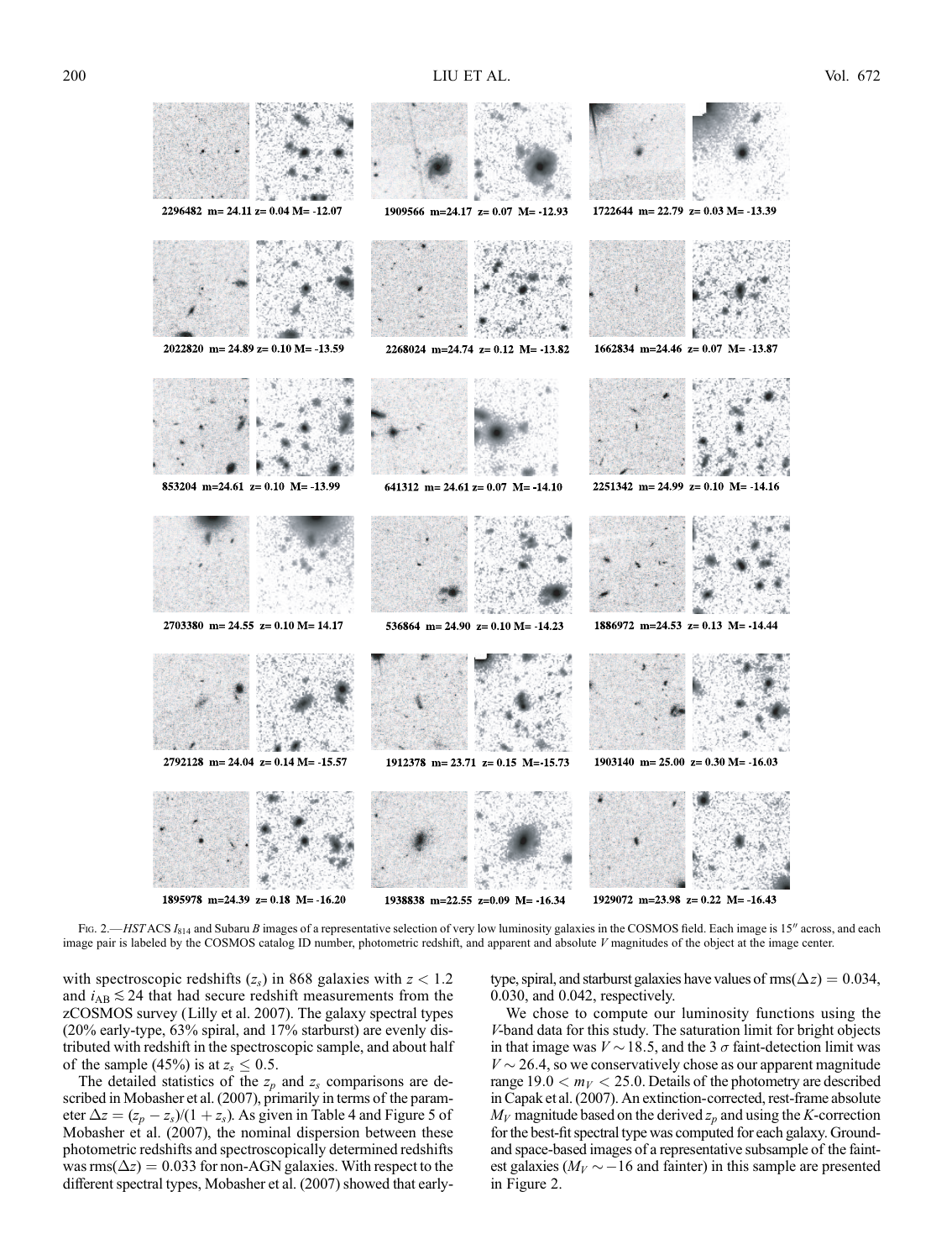2296482 m= 24.11 z= 0.04 M= -12.07

1909566 m=24.17 z= 0.07 M= -12.93

1722644 m= 22.79 z= 0.03 M= -13.39

2022820 m= 24.89 z= 0.10 M= -13.59

2268024 m=24.74 z= 0.12 M= -13.82

1662834 m=24.46 z= 0.07 M= -13.87

853204 m=24.61 z= 0.10 M= -13.99

641312 m= 24.61 z= 0.07 M= -14.10

2251342 m= 24.99 z= 0.10 M= -14.16

2703380 m= 24.55 z= 0.10 M= 14.17

536864 m= 24.90 z= 0.10 M= -14.23

1886972 m=24.53 z= 0.13 M= -14.44

2792128 m= 24.04 z= 0.14 M= -15.57

1912378 m= 23.71 z= 0.15 M=-15.73

1903140 m= 25.00 z= 0.30 M= -16.03

1895978 m=24.39 z= 0.18 M= -16.20

1938838 m=22.55 z=0.09 M= -16.34

1929072 m=23.98 z= 0.22 M= -16.43

Fig. 2.—*HST* ACS $I_{814}$ and Subaru *B* images of a representative selection of very low luminosity galaxies in the COSMOS field. Each image is 15″ across, and each image pair is labeled by the COSMOS catalog ID number, photometric redshift, and apparent and absolute *V* magnitudes of the object at the image center.

with spectroscopic redshifts ($z_s$) in 868 galaxies with $z < 1.2$ and $i_{AB} \lesssim 24$ that had secure redshift measurements from the zCOSMOS survey (Lilly et al. 2007). The galaxy spectral types (20% early-type, 63% spiral, and 17% starburst) are evenly distributed with redshift in the spectroscopic sample, and about half of the sample (45%) is at $z_s \leq 0.5$.

The detailed statistics of the $z_p$ and $z_s$ comparisons are described in Mobasher et al. (2007), primarily in terms of the parameter $\Delta z = (z_p - z_s)/(1 + z_s)$. As given in Table 4 and Figure 5 of Mobasher et al. (2007), the nominal dispersion between these photometric redshifts and spectroscopically determined redshifts was $\text{rms}(\Delta z) = 0.033$ for non-AGN galaxies. With respect to the different spectral types, Mobasher et al. (2007) showed that early-type, spiral, and starburst galaxies have values of $\text{rms}(\Delta z) = 0.034$, 0.030, and 0.042, respectively.

We chose to compute our luminosity functions using the *V*-band data for this study. The saturation limit for bright objects in that image was $V \sim 18.5$, and the 3 $\sigma$ faint-detection limit was $V \sim 26.4$, so we conservatively chose as our apparent magnitude range $19.0 < m_V < 25.0$. Details of the photometry are described in Capak et al. (2007). An extinction-corrected, rest-frame absolute $M_V$ magnitude based on the derived $z_p$ and using the *K*-correction for the best-fit spectral type was computed for each galaxy. Ground- and space-based images of a representative subsample of the faintest galaxies ($M_V \sim -16$ and fainter) in this sample are presented in Figure 2.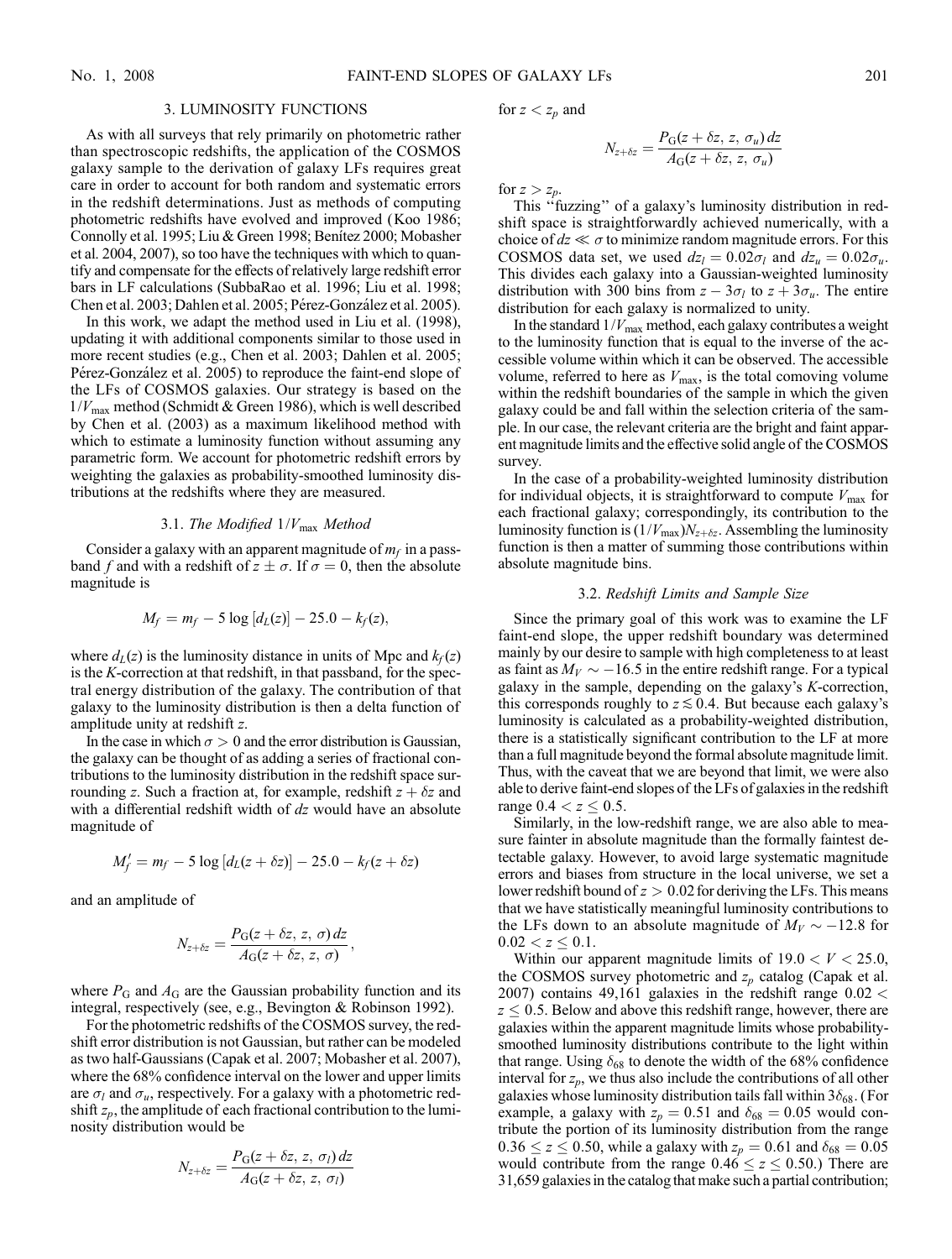## 3. LUMINOSITY FUNCTIONS

As with all surveys that rely primarily on photometric rather than spectroscopic redshifts, the application of the COSMOS galaxy sample to the derivation of galaxy LFs requires great care in order to account for both random and systematic errors in the redshift determinations. Just as methods of computing photometric redshifts have evolved and improved (Koo 1986; Connolly et al. 1995; Liu & Green 1998; Benítez 2000; Mobasher et al. 2004, 2007), so too have the techniques with which to quantify and compensate for the effects of relatively large redshift error bars in LF calculations (SubbaRao et al. 1996; Liu et al. 1998; Chen et al. 2003; Dahlen et al. 2005; Pérez-González et al. 2005).

In this work, we adapt the method used in Liu et al. (1998), updating it with additional components similar to those used in more recent studies (e.g., Chen et al. 2003; Dahlen et al. 2005; Pérez-González et al. 2005) to reproduce the faint-end slope of the LFs of COSMOS galaxies. Our strategy is based on the $1/V_{\rm max}$ method (Schmidt & Green 1986), which is well described by Chen et al. (2003) as a maximum likelihood method with which to estimate a luminosity function without assuming any parametric form. We account for photometric redshift errors by weighting the galaxies as probability-smoothed luminosity distributions at the redshifts where they are measured.

### 3.1. *The Modified* $1/V_{\rm max}$ *Method*

Consider a galaxy with an apparent magnitude of $m_f$ in a passband $f$ and with a redshift of $z \pm \sigma$. If $\sigma = 0$, then the absolute magnitude is

$$M_f = m_f - 5\log\left[d_L(z)\right] - 25.0 - k_f(z),$$

where $d_L(z)$ is the luminosity distance in units of Mpc and $k_f(z)$ is the *K*-correction at that redshift, in that passband, for the spectral energy distribution of the galaxy. The contribution of that galaxy to the luminosity distribution is then a delta function of amplitude unity at redshift $z$.

In the case in which $\sigma > 0$ and the error distribution is Gaussian, the galaxy can be thought of as adding a series of fractional contributions to the luminosity distribution in the redshift space surrounding $z$. Such a fraction at, for example, redshift $z + \delta z$ and with a differential redshift width of $dz$ would have an absolute magnitude of

$$M'_f = m_f - 5\log\left[d_L(z+\delta z)\right] - 25.0 - k_f(z+\delta z)$$

and an amplitude of

$$N_{z+\delta z} = \frac{P_{\rm G}(z+\delta z,\, z,\, \sigma)\, dz}{A_{\rm G}(z+\delta z,\, z,\, \sigma)},$$

where $P_{\rm G}$ and $A_{\rm G}$ are the Gaussian probability function and its integral, respectively (see, e.g., Bevington & Robinson 1992).

For the photometric redshifts of the COSMOS survey, the redshift error distribution is not Gaussian, but rather can be modeled as two half-Gaussians (Capak et al. 2007; Mobasher et al. 2007), where the 68% confidence interval on the lower and upper limits are $\sigma_l$ and $\sigma_u$, respectively. For a galaxy with a photometric redshift $z_p$, the amplitude of each fractional contribution to the luminosity distribution would be

$$N_{z+\delta z} = \frac{P_{\rm G}(z+\delta z,\, z,\, \sigma_l)\, dz}{A_{\rm G}(z+\delta z,\, z,\, \sigma_l)}$$

for $z < z_p$ and

$$N_{z+\delta z} = \frac{P_{\rm G}(z+\delta z,\, z,\, \sigma_u)\, dz}{A_{\rm G}(z+\delta z,\, z,\, \sigma_u)}$$

for $z > z_p$.

This "fuzzing" of a galaxy's luminosity distribution in redshift space is straightforwardly achieved numerically, with a choice of $dz \ll \sigma$ to minimize random magnitude errors. For this COSMOS data set, we used $dz_l = 0.02\sigma_l$ and $dz_u = 0.02\sigma_u$. This divides each galaxy into a Gaussian-weighted luminosity distribution with 300 bins from $z - 3\sigma_l$ to $z + 3\sigma_u$. The entire distribution for each galaxy is normalized to unity.

In the standard $1/V_{\rm max}$ method, each galaxy contributes a weight to the luminosity function that is equal to the inverse of the accessible volume within which it can be observed. The accessible volume, referred to here as $V_{\rm max}$, is the total comoving volume within the redshift boundaries of the sample in which the given galaxy could be and fall within the selection criteria of the sample. In our case, the relevant criteria are the bright and faint apparent magnitude limits and the effective solid angle of the COSMOS survey.

In the case of a probability-weighted luminosity distribution for individual objects, it is straightforward to compute $V_{\rm max}$ for each fractional galaxy; correspondingly, its contribution to the luminosity function is $(1/V_{\rm max})N_{z+\delta z}$. Assembling the luminosity function is then a matter of summing those contributions within absolute magnitude bins.

### 3.2. *Redshift Limits and Sample Size*

Since the primary goal of this work was to examine the LF faint-end slope, the upper redshift boundary was determined mainly by our desire to sample with high completeness to at least as faint as $M_V \sim -16.5$ in the entire redshift range. For a typical galaxy in the sample, depending on the galaxy's *K*-correction, this corresponds roughly to $z \lesssim 0.4$. But because each galaxy's luminosity is calculated as a probability-weighted distribution, there is a statistically significant contribution to the LF at more than a full magnitude beyond the formal absolute magnitude limit. Thus, with the caveat that we are beyond that limit, we were also able to derive faint-end slopes of the LFs of galaxies in the redshift range $0.4 < z \leq 0.5$.

Similarly, in the low-redshift range, we are also able to measure fainter in absolute magnitude than the formally faintest detectable galaxy. However, to avoid large systematic magnitude errors and biases from structure in the local universe, we set a lower redshift bound of $z > 0.02$ for deriving the LFs. This means that we have statistically meaningful luminosity contributions to the LFs down to an absolute magnitude of $M_V \sim -12.8$ for $0.02 < z \leq 0.1$.

Within our apparent magnitude limits of $19.0 < V < 25.0$, the COSMOS survey photometric and $z_p$ catalog (Capak et al. 2007) contains 49,161 galaxies in the redshift range $0.02 < z \leq 0.5$. Below and above this redshift range, however, there are galaxies within the apparent magnitude limits whose probability-smoothed luminosity distributions contribute to the light within that range. Using $\delta_{68}$ to denote the width of the 68% confidence interval for $z_p$, we thus also include the contributions of all other galaxies whose luminosity distribution tails fall within $3\delta_{68}$. (For example, a galaxy with $z_p = 0.51$ and $\delta_{68} = 0.05$ would contribute the portion of its luminosity distribution from the range $0.36 \leq z \leq 0.50$, while a galaxy with $z_p = 0.61$ and $\delta_{68} = 0.05$ would contribute from the range $0.46 \leq z \leq 0.50$.) There are 31,659 galaxies in the catalog that make such a partial contribution;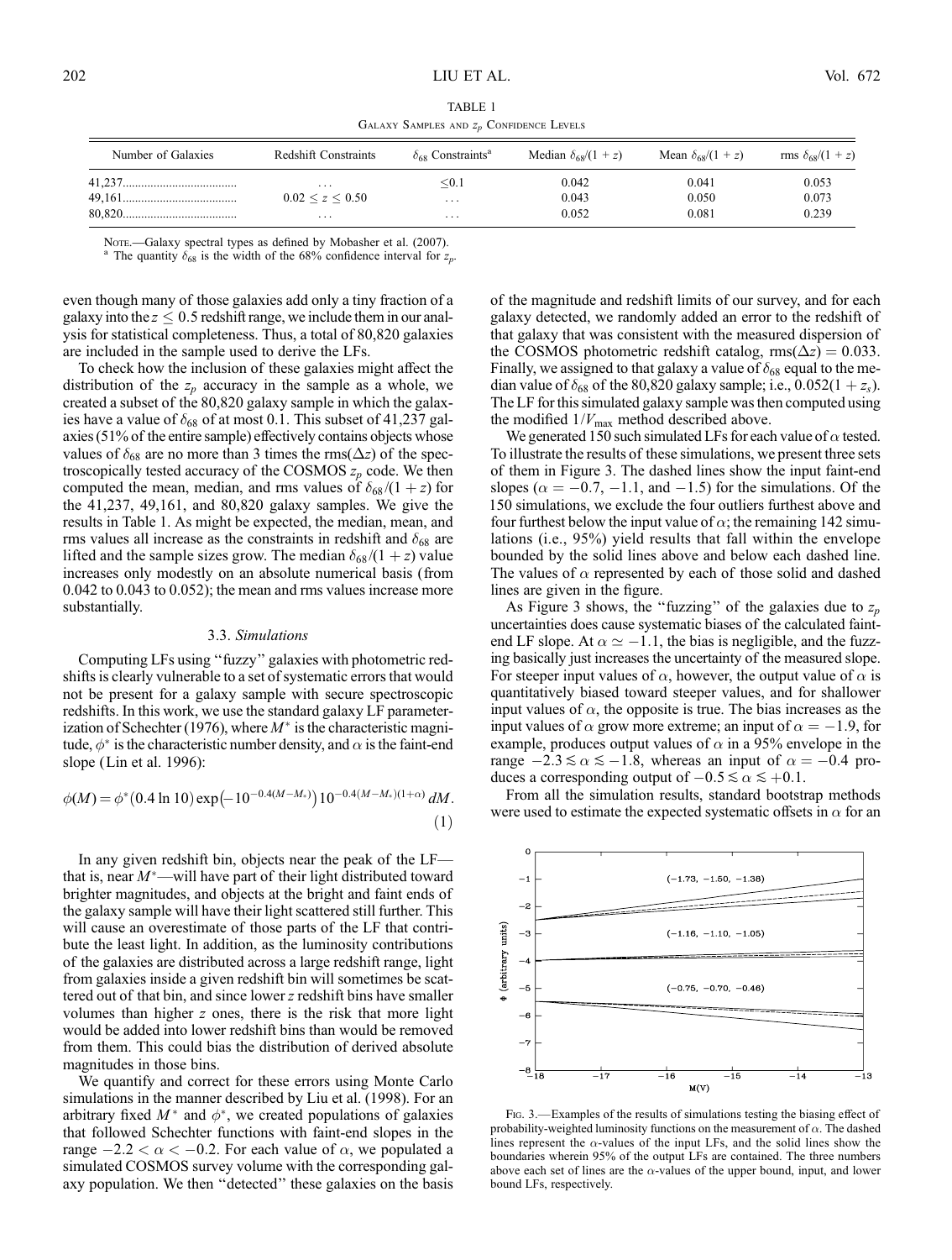TABLE 1

Galaxy Samples and $z_p$ Confidence Levels

| Number of Galaxies | Redshift Constraints | $\delta_{68}$ Constraints[a] | Median $\delta_{68}/(1+z)$ | Mean $\delta_{68}/(1+z)$ | rms $\delta_{68}/(1+z)$ |
|---|---|---|---|---|---|
| 41,237 | ... | ≤0.1 | 0.042 | 0.041 | 0.053 |
| 49,161 | $0.02 \leq z \leq 0.50$ | ... | 0.043 | 0.050 | 0.073 |
| 80,820 | ... | ... | 0.052 | 0.081 | 0.239 |

Note.—Galaxy spectral types as defined by Mobasher et al. (2007).

[a] The quantity $\delta_{68}$ is the width of the 68% confidence interval for $z_p$.

even though many of those galaxies add only a tiny fraction of a galaxy into the $z \leq 0.5$ redshift range, we include them in our analysis for statistical completeness. Thus, a total of 80,820 galaxies are included in the sample used to derive the LFs.

To check how the inclusion of these galaxies might affect the distribution of the $z_p$ accuracy in the sample as a whole, we created a subset of the 80,820 galaxy sample in which the galaxies have a value of $\delta_{68}$ of at most 0.1. This subset of 41,237 galaxies (51% of the entire sample) effectively contains objects whose values of $\delta_{68}$ are no more than 3 times the rms($\Delta z$) of the spectroscopically tested accuracy of the COSMOS $z_p$ code. We then computed the mean, median, and rms values of $\delta_{68}/(1+z)$ for the 41,237, 49,161, and 80,820 galaxy samples. We give the results in Table 1. As might be expected, the median, mean, and rms values all increase as the constraints in redshift and $\delta_{68}$ are lifted and the sample sizes grow. The median $\delta_{68}/(1+z)$ value increases only modestly on an absolute numerical basis (from 0.042 to 0.043 to 0.052); the mean and rms values increase more substantially.

### 3.3. *Simulations*

Computing LFs using "fuzzy" galaxies with photometric redshifts is clearly vulnerable to a set of systematic errors that would not be present for a galaxy sample with secure spectroscopic redshifts. In this work, we use the standard galaxy LF parameterization of Schechter (1976), where $M^*$ is the characteristic magnitude, $\phi^*$ is the characteristic number density, and $\alpha$ is the faint-end slope (Lin et al. 1996):

$$\phi(M) = \phi^*(0.4 \ln 10) \exp\left(-10^{-0.4(M-M_*)}\right) 10^{-0.4(M-M_*)(1+\alpha)}\, dM. \tag{1}$$

In any given redshift bin, objects near the peak of the LF—that is, near $M^*$—will have part of their light distributed toward brighter magnitudes, and objects at the bright and faint ends of the galaxy sample will have their light scattered still further. This will cause an overestimate of those parts of the LF that contribute the least light. In addition, as the luminosity contributions of the galaxies are distributed across a large redshift range, light from galaxies inside a given redshift bin will sometimes be scattered out of that bin, and since lower $z$ redshift bins have smaller volumes than higher $z$ ones, there is the risk that more light would be added into lower redshift bins than would be removed from them. This could bias the distribution of derived absolute magnitudes in those bins.

We quantify and correct for these errors using Monte Carlo simulations in the manner described by Liu et al. (1998). For an arbitrary fixed $M^*$ and $\phi^*$, we created populations of galaxies that followed Schechter functions with faint-end slopes in the range $-2.2 < \alpha < -0.2$. For each value of $\alpha$, we populated a simulated COSMOS survey volume with the corresponding galaxy population. We then "detected" these galaxies on the basis of the magnitude and redshift limits of our survey, and for each galaxy detected, we randomly added an error to the redshift of that galaxy that was consistent with the measured dispersion of the COSMOS photometric redshift catalog, rms($\Delta z$) = 0.033. Finally, we assigned to that galaxy a value of $\delta_{68}$ equal to the median value of $\delta_{68}$ of the 80,820 galaxy sample; i.e., $0.052(1+z_s)$. The LF for this simulated galaxy sample was then computed using the modified $1/V_{\rm max}$ method described above.

We generated 150 such simulated LFs for each value of $\alpha$ tested. To illustrate the results of these simulations, we present three sets of them in Figure 3. The dashed lines show the input faint-end slopes ($\alpha = -0.7$, $-1.1$, and $-1.5$) for the simulations. Of the 150 simulations, we exclude the four outliers furthest above and four furthest below the input value of $\alpha$; the remaining 142 simulations (i.e., 95%) yield results that fall within the envelope bounded by the solid lines above and below each dashed line. The values of $\alpha$ represented by each of those solid and dashed lines are given in the figure.

As Figure 3 shows, the "fuzzing" of the galaxies due to $z_p$ uncertainties does cause systematic biases of the calculated faint-end LF slope. At $\alpha \simeq -1.1$, the bias is negligible, and the fuzzing basically just increases the uncertainty of the measured slope. For steeper input values of $\alpha$, however, the output value of $\alpha$ is quantitatively biased toward steeper values, and for shallower input values of $\alpha$, the opposite is true. The bias increases as the input values of $\alpha$ grow more extreme; an input of $\alpha = -1.9$, for example, produces output values of $\alpha$ in a 95% envelope in the range $-2.3 \lesssim \alpha \lesssim -1.8$, whereas an input of $\alpha = -0.4$ produces a corresponding output of $-0.5 \lesssim \alpha \lesssim +0.1$.

From all the simulation results, standard bootstrap methods were used to estimate the expected systematic offsets in $\alpha$ for an

Fig. 3.—Examples of the results of simulations testing the biasing effect of probability-weighted luminosity functions on the measurement of $\alpha$. The dashed lines represent the $\alpha$-values of the input LFs, and the solid lines show the boundaries wherein 95% of the output LFs are contained. The three numbers above each set of lines are the $\alpha$-values of the upper bound, input, and lower bound LFs, respectively.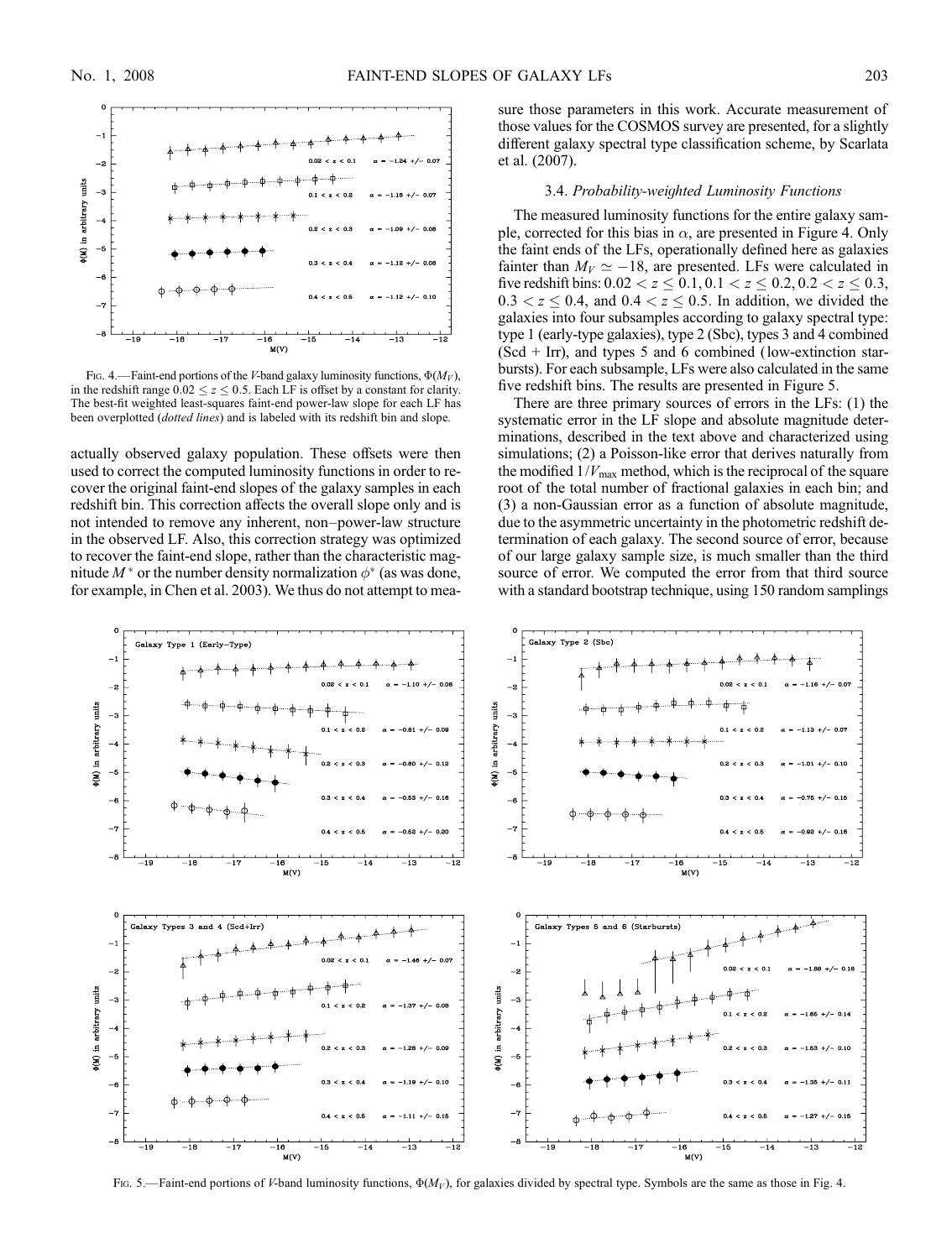Fig. 4.—Faint-end portions of the V-band galaxy luminosity functions, $\Phi(M_V)$, in the redshift range $0.02 \le z \le 0.5$. Each LF is offset by a constant for clarity. The best-fit weighted least-squares faint-end power-law slope for each LF has been overplotted (*dotted lines*) and is labeled with its redshift bin and slope.

actually observed galaxy population. These offsets were then used to correct the computed luminosity functions in order to recover the original faint-end slopes of the galaxy samples in each redshift bin. This correction affects the overall slope only and is not intended to remove any inherent, non–power-law structure in the observed LF. Also, this correction strategy was optimized to recover the faint-end slope, rather than the characteristic magnitude $M^*$ or the number density normalization $\phi^*$ (as was done, for example, in Chen et al. 2003). We thus do not attempt to measure those parameters in this work. Accurate measurement of those values for the COSMOS survey are presented, for a slightly different galaxy spectral type classification scheme, by Scarlata et al. (2007).

### 3.4. *Probability-weighted Luminosity Functions*

The measured luminosity functions for the entire galaxy sample, corrected for this bias in $\alpha$, are presented in Figure 4. Only the faint ends of the LFs, operationally defined here as galaxies fainter than $M_V \simeq -18$, are presented. LFs were calculated in five redshift bins: $0.02 < z \le 0.1$, $0.1 < z \le 0.2$, $0.2 < z \le 0.3$, $0.3 < z \le 0.4$, and $0.4 < z \le 0.5$. In addition, we divided the galaxies into four subsamples according to galaxy spectral type: type 1 (early-type galaxies), type 2 (Sbc), types 3 and 4 combined (Scd + Irr), and types 5 and 6 combined (low-extinction starbursts). For each subsample, LFs were also calculated in the same five redshift bins. The results are presented in Figure 5.

There are three primary sources of errors in the LFs: (1) the systematic error in the LF slope and absolute magnitude determinations, described in the text above and characterized using simulations; (2) a Poisson-like error that derives naturally from the modified $1/V_{\rm max}$ method, which is the reciprocal of the square root of the total number of fractional galaxies in each bin; and (3) a non-Gaussian error as a function of absolute magnitude, due to the asymmetric uncertainty in the photometric redshift determination of each galaxy. The second source of error, because of our large galaxy sample size, is much smaller than the third source of error. We computed the error from that third source with a standard bootstrap technique, using 150 random samplings

Fig. 5.—Faint-end portions of V-band luminosity functions, $\Phi(M_V)$, for galaxies divided by spectral type. Symbols are the same as those in Fig. 4.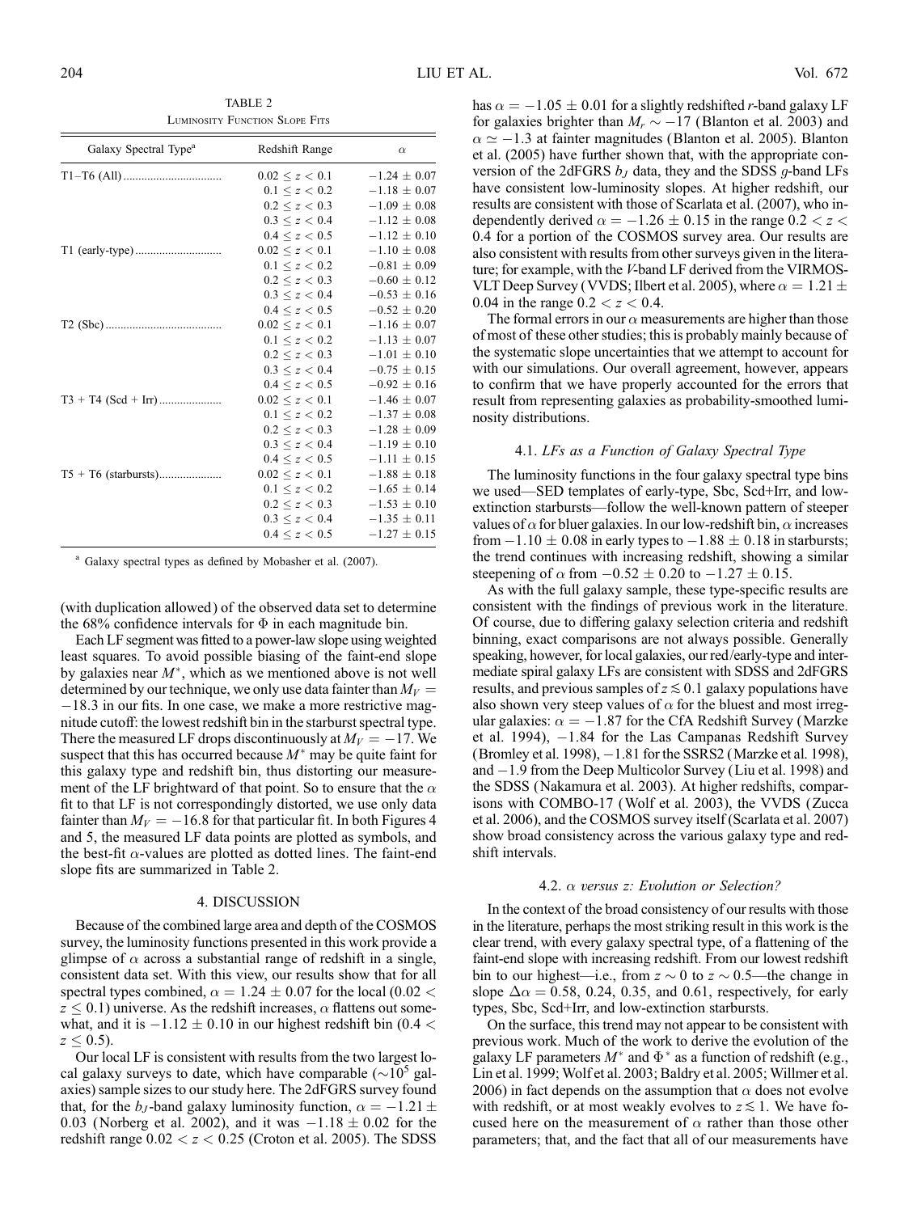TABLE 2

Luminosity Function Slope Fits

| Galaxy Spectral Type[a] | Redshift Range | $\alpha$ |
|---|---|---|
| T1–T6 (All) | $0.02 \leq z < 0.1$ | $-1.24 \pm 0.07$ |
| | $0.1 \leq z < 0.2$ | $-1.18 \pm 0.07$ |
| | $0.2 \leq z < 0.3$ | $-1.09 \pm 0.08$ |
| | $0.3 \leq z < 0.4$ | $-1.12 \pm 0.08$ |
| | $0.4 \leq z < 0.5$ | $-1.12 \pm 0.10$ |
| T1 (early-type) | $0.02 \leq z < 0.1$ | $-1.10 \pm 0.08$ |
| | $0.1 \leq z < 0.2$ | $-0.81 \pm 0.09$ |
| | $0.2 \leq z < 0.3$ | $-0.60 \pm 0.12$ |
| | $0.3 \leq z < 0.4$ | $-0.53 \pm 0.16$ |
| | $0.4 \leq z < 0.5$ | $-0.52 \pm 0.20$ |
| T2 (Sbc) | $0.02 \leq z < 0.1$ | $-1.16 \pm 0.07$ |
| | $0.1 \leq z < 0.2$ | $-1.13 \pm 0.07$ |
| | $0.2 \leq z < 0.3$ | $-1.01 \pm 0.10$ |
| | $0.3 \leq z < 0.4$ | $-0.75 \pm 0.15$ |
| | $0.4 \leq z < 0.5$ | $-0.92 \pm 0.16$ |
| T3 + T4 (Scd + Irr) | $0.02 \leq z < 0.1$ | $-1.46 \pm 0.07$ |
| | $0.1 \leq z < 0.2$ | $-1.37 \pm 0.08$ |
| | $0.2 \leq z < 0.3$ | $-1.28 \pm 0.09$ |
| | $0.3 \leq z < 0.4$ | $-1.19 \pm 0.10$ |
| | $0.4 \leq z < 0.5$ | $-1.11 \pm 0.15$ |
| T5 + T6 (starbursts) | $0.02 \leq z < 0.1$ | $-1.88 \pm 0.18$ |
| | $0.1 \leq z < 0.2$ | $-1.65 \pm 0.14$ |
| | $0.2 \leq z < 0.3$ | $-1.53 \pm 0.10$ |
| | $0.3 \leq z < 0.4$ | $-1.35 \pm 0.11$ |
| | $0.4 \leq z < 0.5$ | $-1.27 \pm 0.15$ |

[a] Galaxy spectral types as defined by Mobasher et al. (2007).

(with duplication allowed) of the observed data set to determine the 68% confidence intervals for $\Phi$ in each magnitude bin.

Each LF segment was fitted to a power-law slope using weighted least squares. To avoid possible biasing of the faint-end slope by galaxies near $M^*$, which as we mentioned above is not well determined by our technique, we only use data fainter than $M_V = -18.3$ in our fits. In one case, we make a more restrictive magnitude cutoff: the lowest redshift bin in the starburst spectral type. There the measured LF drops discontinuously at $M_V = -17$. We suspect that this has occurred because $M^*$ may be quite faint for this galaxy type and redshift bin, thus distorting our measurement of the LF brightward of that point. So to ensure that the $\alpha$ fit to that LF is not correspondingly distorted, we use only data fainter than $M_V = -16.8$ for that particular fit. In both Figures 4 and 5, the measured LF data points are plotted as symbols, and the best-fit $\alpha$-values are plotted as dotted lines. The faint-end slope fits are summarized in Table 2.

## 4. DISCUSSION

Because of the combined large area and depth of the COSMOS survey, the luminosity functions presented in this work provide a glimpse of $\alpha$ across a substantial range of redshift in a single, consistent data set. With this view, our results show that for all spectral types combined, $\alpha = 1.24 \pm 0.07$ for the local ($0.02 < z \leq 0.1$) universe. As the redshift increases, $\alpha$ flattens out somewhat, and it is $-1.12 \pm 0.10$ in our highest redshift bin ($0.4 < z \leq 0.5$).

Our local LF is consistent with results from the two largest local galaxy surveys to date, which have comparable ($\sim 10^5$ galaxies) sample sizes to our study here. The 2dFGRS survey found that, for the $b_J$-band galaxy luminosity function, $\alpha = -1.21 \pm 0.03$ (Norberg et al. 2002), and it was $-1.18 \pm 0.02$ for the redshift range $0.02 < z < 0.25$ (Croton et al. 2005). The SDSS has $\alpha = -1.05 \pm 0.01$ for a slightly redshifted $r$-band galaxy LF for galaxies brighter than $M_r \sim -17$ (Blanton et al. 2003) and $\alpha \simeq -1.3$ at fainter magnitudes (Blanton et al. 2005). Blanton et al. (2005) have further shown that, with the appropriate conversion of the 2dFGRS $b_J$ data, they and the SDSS $g$-band LFs have consistent low-luminosity slopes. At higher redshift, our results are consistent with those of Scarlata et al. (2007), who independently derived $\alpha = -1.26 \pm 0.15$ in the range $0.2 < z < 0.4$ for a portion of the COSMOS survey area. Our results are also consistent with results from other surveys given in the literature; for example, with the $V$-band LF derived from the VIRMOS-VLT Deep Survey (VVDS; Ilbert et al. 2005), where $\alpha = 1.21 \pm 0.04$ in the range $0.2 < z < 0.4$.

The formal errors in our $\alpha$ measurements are higher than those of most of these other studies; this is probably mainly because of the systematic slope uncertainties that we attempt to account for with our simulations. Our overall agreement, however, appears to confirm that we have properly accounted for the errors that result from representing galaxies as probability-smoothed luminosity distributions.

### 4.1. *LFs as a Function of Galaxy Spectral Type*

The luminosity functions in the four galaxy spectral type bins we used—SED templates of early-type, Sbc, Scd+Irr, and low-extinction starbursts—follow the well-known pattern of steeper values of $\alpha$ for bluer galaxies. In our low-redshift bin, $\alpha$ increases from $-1.10 \pm 0.08$ in early types to $-1.88 \pm 0.18$ in starbursts; the trend continues with increasing redshift, showing a similar steepening of $\alpha$ from $-0.52 \pm 0.20$ to $-1.27 \pm 0.15$.

As with the full galaxy sample, these type-specific results are consistent with the findings of previous work in the literature. Of course, due to differing galaxy selection criteria and redshift binning, exact comparisons are not always possible. Generally speaking, however, for local galaxies, our red/early-type and intermediate spiral galaxy LFs are consistent with SDSS and 2dFGRS results, and previous samples of $z \lesssim 0.1$ galaxy populations have also shown very steep values of $\alpha$ for the bluest and most irregular galaxies: $\alpha = -1.87$ for the CfA Redshift Survey (Marzke et al. 1994), $-1.84$ for the Las Campanas Redshift Survey (Bromley et al. 1998), $-1.81$ for the SSRS2 (Marzke et al. 1998), and $-1.9$ from the Deep Multicolor Survey (Liu et al. 1998) and the SDSS (Nakamura et al. 2003). At higher redshifts, comparisons with COMBO-17 (Wolf et al. 2003), the VVDS (Zucca et al. 2006), and the COSMOS survey itself (Scarlata et al. 2007) show broad consistency across the various galaxy type and redshift intervals.

### 4.2. *α versus z: Evolution or Selection?*

In the context of the broad consistency of our results with those in the literature, perhaps the most striking result in this work is the clear trend, with every galaxy spectral type, of a flattening of the faint-end slope with increasing redshift. From our lowest redshift bin to our highest—i.e., from $z \sim 0$ to $z \sim 0.5$—the change in slope $\Delta\alpha = 0.58$, 0.24, 0.35, and 0.61, respectively, for early types, Sbc, Scd+Irr, and low-extinction starbursts.

On the surface, this trend may not appear to be consistent with previous work. Much of the work to derive the evolution of the galaxy LF parameters $M^*$ and $\Phi^*$ as a function of redshift (e.g., Lin et al. 1999; Wolf et al. 2003; Baldry et al. 2005; Willmer et al. 2006) in fact depends on the assumption that $\alpha$ does not evolve with redshift, or at most weakly evolves to $z \lesssim 1$. We have focused here on the measurement of $\alpha$ rather than those other parameters; that, and the fact that all of our measurements have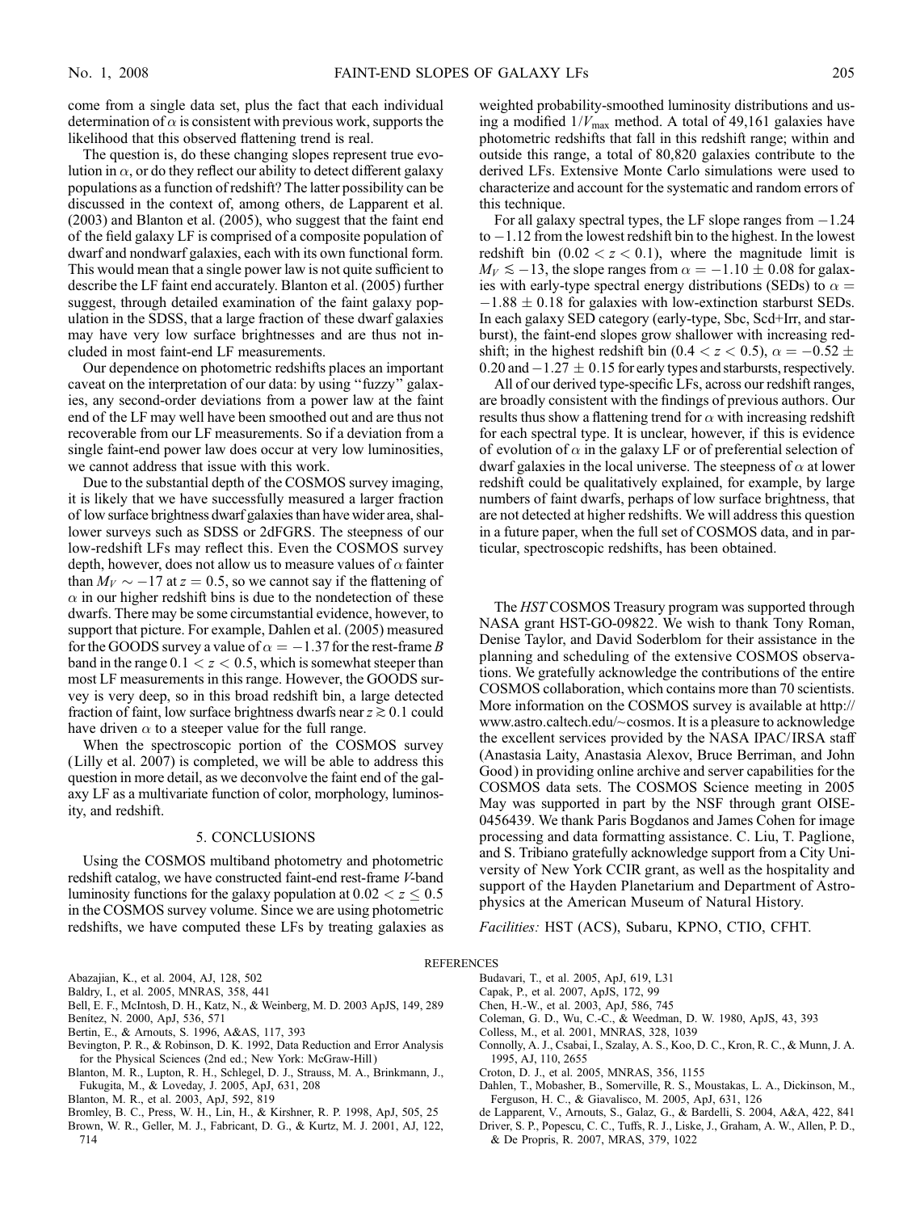come from a single data set, plus the fact that each individual determination of $\alpha$ is consistent with previous work, supports the likelihood that this observed flattening trend is real.

The question is, do these changing slopes represent true evolution in $\alpha$, or do they reflect our ability to detect different galaxy populations as a function of redshift? The latter possibility can be discussed in the context of, among others, de Lapparent et al. (2003) and Blanton et al. (2005), who suggest that the faint end of the field galaxy LF is comprised of a composite population of dwarf and nondwarf galaxies, each with its own functional form. This would mean that a single power law is not quite sufficient to describe the LF faint end accurately. Blanton et al. (2005) further suggest, through detailed examination of the faint galaxy population in the SDSS, that a large fraction of these dwarf galaxies may have very low surface brightnesses and are thus not included in most faint-end LF measurements.

Our dependence on photometric redshifts places an important caveat on the interpretation of our data: by using "fuzzy" galaxies, any second-order deviations from a power law at the faint end of the LF may well have been smoothed out and are thus not recoverable from our LF measurements. So if a deviation from a single faint-end power law does occur at very low luminosities, we cannot address that issue with this work.

Due to the substantial depth of the COSMOS survey imaging, it is likely that we have successfully measured a larger fraction of low surface brightness dwarf galaxies than have wider area, shallower surveys such as SDSS or 2dFGRS. The steepness of our low-redshift LFs may reflect this. Even the COSMOS survey depth, however, does not allow us to measure values of $\alpha$ fainter than $M_V \sim -17$ at $z = 0.5$, so we cannot say if the flattening of $\alpha$ in our higher redshift bins is due to the nondetection of these dwarfs. There may be some circumstantial evidence, however, to support that picture. For example, Dahlen et al. (2005) measured for the GOODS survey a value of $\alpha = -1.37$ for the rest-frame $B$ band in the range $0.1 < z < 0.5$, which is somewhat steeper than most LF measurements in this range. However, the GOODS survey is very deep, so in this broad redshift bin, a large detected fraction of faint, low surface brightness dwarfs near $z \gtrsim 0.1$ could have driven $\alpha$ to a steeper value for the full range.

When the spectroscopic portion of the COSMOS survey (Lilly et al. 2007) is completed, we will be able to address this question in more detail, as we deconvolve the faint end of the galaxy LF as a multivariate function of color, morphology, luminosity, and redshift.

## 5. CONCLUSIONS

Using the COSMOS multiband photometry and photometric redshift catalog, we have constructed faint-end rest-frame $V$-band luminosity functions for the galaxy population at $0.02 < z \leq 0.5$ in the COSMOS survey volume. Since we are using photometric redshifts, we have computed these LFs by treating galaxies as weighted probability-smoothed luminosity distributions and using a modified $1/V_{\rm max}$ method. A total of 49,161 galaxies have photometric redshifts that fall in this redshift range; within and outside this range, a total of 80,820 galaxies contribute to the derived LFs. Extensive Monte Carlo simulations were used to characterize and account for the systematic and random errors of this technique.

For all galaxy spectral types, the LF slope ranges from $-1.24$ to $-1.12$ from the lowest redshift bin to the highest. In the lowest redshift bin ($0.02 < z < 0.1$), where the magnitude limit is $M_V \lesssim -13$, the slope ranges from $\alpha = -1.10 \pm 0.08$ for galaxies with early-type spectral energy distributions (SEDs) to $\alpha = -1.88 \pm 0.18$ for galaxies with low-extinction starburst SEDs. In each galaxy SED category (early-type, Sbc, Scd+Irr, and starburst), the faint-end slopes grow shallower with increasing redshift; in the highest redshift bin ($0.4 < z < 0.5$), $\alpha = -0.52 \pm 0.20$ and $-1.27 \pm 0.15$ for early types and starbursts, respectively.

All of our derived type-specific LFs, across our redshift ranges, are broadly consistent with the findings of previous authors. Our results thus show a flattening trend for $\alpha$ with increasing redshift for each spectral type. It is unclear, however, if this is evidence of evolution of $\alpha$ in the galaxy LF or of preferential selection of dwarf galaxies in the local universe. The steepness of $\alpha$ at lower redshift could be qualitatively explained, for example, by large numbers of faint dwarfs, perhaps of low surface brightness, that are not detected at higher redshifts. We will address this question in a future paper, when the full set of COSMOS data, and in particular, spectroscopic redshifts, has been obtained.

The *HST* COSMOS Treasury program was supported through NASA grant HST-GO-09822. We wish to thank Tony Roman, Denise Taylor, and David Soderblom for their assistance in the planning and scheduling of the extensive COSMOS observations. We gratefully acknowledge the contributions of the entire COSMOS collaboration, which contains more than 70 scientists. More information on the COSMOS survey is available at http://www.astro.caltech.edu/~cosmos. It is a pleasure to acknowledge the excellent services provided by the NASA IPAC/IRSA staff (Anastasia Laity, Anastasia Alexov, Bruce Berriman, and John Good) in providing online archive and server capabilities for the COSMOS data sets. The COSMOS Science meeting in 2005 May was supported in part by the NSF through grant OISE-0456439. We thank Paris Bogdanos and James Cohen for image processing and data formatting assistance. C. Liu, T. Paglione, and S. Tribiano gratefully acknowledge support from a City University of New York CCIR grant, as well as the hospitality and support of the Hayden Planetarium and Department of Astrophysics at the American Museum of Natural History.

*Facilities:* HST (ACS), Subaru, KPNO, CTIO, CFHT.

## REFERENCES

Abazajian, K., et al. 2004, AJ, 128, 502
Baldry, I., et al. 2005, MNRAS, 358, 441
Bell, E. F., McIntosh, D. H., Katz, N., & Weinberg, M. D. 2003 ApJS, 149, 289
Benítez, N. 2000, ApJ, 536, 571
Bertin, E., & Arnouts, S. 1996, A&AS, 117, 393
Bevington, P. R., & Robinson, D. K. 1992, Data Reduction and Error Analysis for the Physical Sciences (2nd ed.; New York: McGraw-Hill)
Blanton, M. R., Lupton, R. H., Schlegel, D. J., Strauss, M. A., Brinkmann, J., Fukugita, M., & Loveday, J. 2005, ApJ, 631, 208
Blanton, M. R., et al. 2003, ApJ, 592, 819
Bromley, B. C., Press, W. H., Lin, H., & Kirshner, R. P. 1998, ApJ, 505, 25
Brown, W. R., Geller, M. J., Fabricant, D. G., & Kurtz, M. J. 2001, AJ, 122, 714
Budavari, T., et al. 2005, ApJ, 619, L31
Capak, P., et al. 2007, ApJS, 172, 99
Chen, H.-W., et al. 2003, ApJ, 586, 745
Coleman, G. D., Wu, C.-C., & Weedman, D. W. 1980, ApJS, 43, 393
Colless, M., et al. 2001, MNRAS, 328, 1039
Connolly, A. J., Csabai, I., Szalay, A. S., Koo, D. C., Kron, R. C., & Munn, J. A. 1995, AJ, 110, 2655
Croton, D. J., et al. 2005, MNRAS, 356, 1155
Dahlen, T., Mobasher, B., Somerville, R. S., Moustakas, L. A., Dickinson, M., Ferguson, H. C., & Giavalisco, M. 2005, ApJ, 631, 126
de Lapparent, V., Arnouts, S., Galaz, G., & Bardelli, S. 2004, A&A, 422, 841
Driver, S. P., Popescu, C. C., Tuffs, R. J., Liske, J., Graham, A. W., Allen, P. D., & De Propris, R. 2007, MRAS, 379, 1022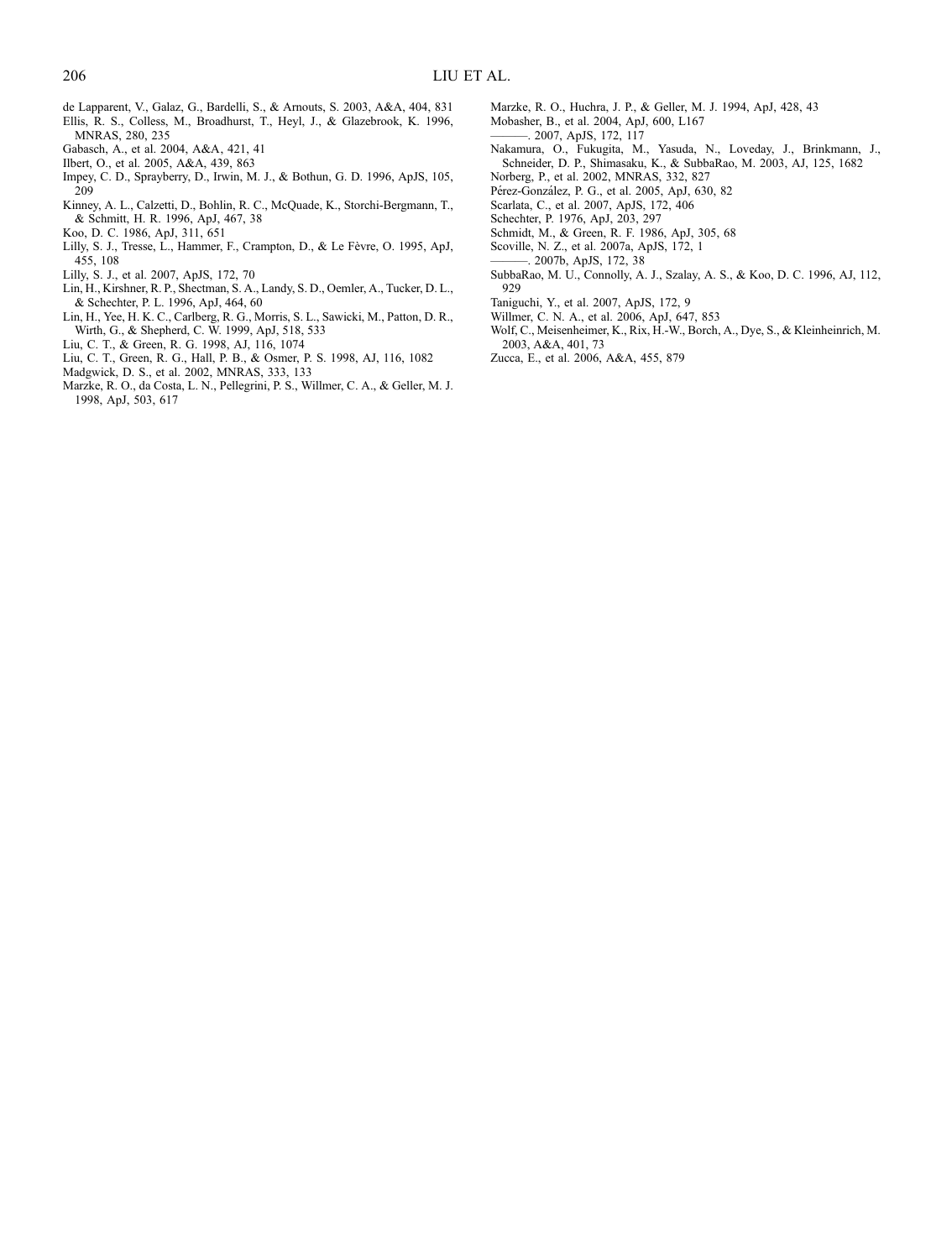de Lapparent, V., Galaz, G., Bardelli, S., & Arnouts, S. 2003, A&A, 404, 831
Ellis, R. S., Colless, M., Broadhurst, T., Heyl, J., & Glazebrook, K. 1996, MNRAS, 280, 235
Gabasch, A., et al. 2004, A&A, 421, 41
Ilbert, O., et al. 2005, A&A, 439, 863
Impey, C. D., Sprayberry, D., Irwin, M. J., & Bothun, G. D. 1996, ApJS, 105, 209
Kinney, A. L., Calzetti, D., Bohlin, R. C., McQuade, K., Storchi-Bergmann, T., & Schmitt, H. R. 1996, ApJ, 467, 38
Koo, D. C. 1986, ApJ, 311, 651
Lilly, S. J., Tresse, L., Hammer, F., Crampton, D., & Le Fèvre, O. 1995, ApJ, 455, 108
Lilly, S. J., et al. 2007, ApJS, 172, 70
Lin, H., Kirshner, R. P., Shectman, S. A., Landy, S. D., Oemler, A., Tucker, D. L., & Schechter, P. L. 1996, ApJ, 464, 60
Lin, H., Yee, H. K. C., Carlberg, R. G., Morris, S. L., Sawicki, M., Patton, D. R., Wirth, G., & Shepherd, C. W. 1999, ApJ, 518, 533
Liu, C. T., & Green, R. G. 1998, AJ, 116, 1074
Liu, C. T., Green, R. G., Hall, P. B., & Osmer, P. S. 1998, AJ, 116, 1082
Madgwick, D. S., et al. 2002, MNRAS, 333, 133
Marzke, R. O., da Costa, L. N., Pellegrini, P. S., Willmer, C. A., & Geller, M. J. 1998, ApJ, 503, 617
Marzke, R. O., Huchra, J. P., & Geller, M. J. 1994, ApJ, 428, 43
Mobasher, B., et al. 2004, ApJ, 600, L167
———. 2007, ApJS, 172, 117
Nakamura, O., Fukugita, M., Yasuda, N., Loveday, J., Brinkmann, J., Schneider, D. P., Shimasaku, K., & SubbaRao, M. 2003, AJ, 125, 1682
Norberg, P., et al. 2002, MNRAS, 332, 827
Pérez-González, P. G., et al. 2005, ApJ, 630, 82
Scarlata, C., et al. 2007, ApJS, 172, 406
Schechter, P. 1976, ApJ, 203, 297
Schmidt, M., & Green, R. F. 1986, ApJ, 305, 68
Scoville, N. Z., et al. 2007a, ApJS, 172, 1
———. 2007b, ApJS, 172, 38
SubbaRao, M. U., Connolly, A. J., Szalay, A. S., & Koo, D. C. 1996, AJ, 112, 929
Taniguchi, Y., et al. 2007, ApJS, 172, 9
Willmer, C. N. A., et al. 2006, ApJ, 647, 853
Wolf, C., Meisenheimer, K., Rix, H.-W., Borch, A., Dye, S., & Kleinheinrich, M. 2003, A&A, 401, 73
Zucca, E., et al. 2006, A&A, 455, 879